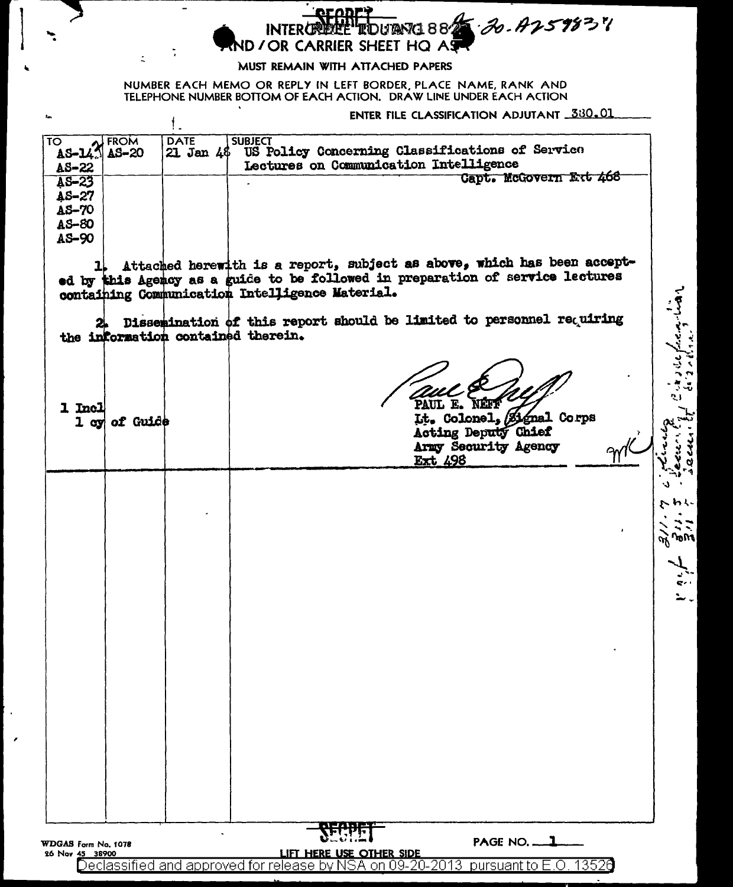SECRET

INTEROFFICE ROUTING 1882 — 30-A259837

AND / OR CARRIER SHEET HQ ASA

MUST REMAIN WITH ATTACHED PAPERS

NUMBER EACH MEMO OR REPLY IN LEFT BORDER, PLACE NAME, RANK AND TELEPHONE NUMBER BOTTOM OF EACH ACTION. DRAW LINE UNDER EACH ACTION

ENTER FILE CLASSIFICATION ADJUTANT 380.01

| TO | FROM | DATE | SUBJECT |
|---|---|---|---|
| AS-14, AS-22, AS-23, AS-27, AS-70, AS-80, AS-90 | AS-20 | 21 Jan 48 | US Policy Concerning Classifications of Service Lectures on Communication Intelligence — Capt. McGovern Ext 468 |

1. Attached herewith is a report, subject as above, which has been accepted by this Agency as a guide to be followed in preparation of service lectures containing Communication Intelligence Material.

2. Dissemination of this report should be limited to personnel requiring the information contained therein.

1 Incl
1 cy of Guide

PAUL E. NEFF
Lt. Colonel, Signal Corps
Acting Deputy Chief
Army Security Agency
Ext 498

SECRET

WDGAS Form No. 1078
26 Nov 45 38900

LIFT HERE USE OTHER SIDE

Declassified and approved for release by NSA on 09-20-2013 pursuant to E.O. 13526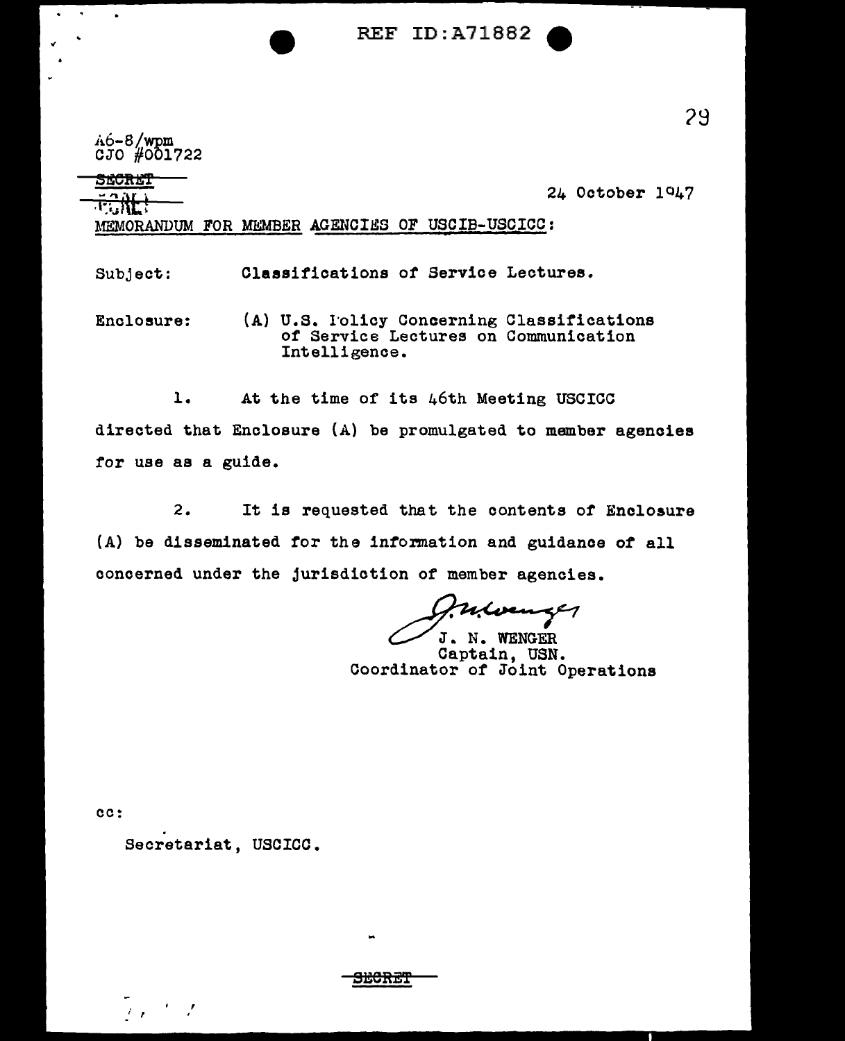REF ID:A71882

A6-8/wpm
CJO #001722

~~SECRET~~
~~TOP SECRET~~

24 October 1947

MEMORANDUM FOR MEMBER AGENCIES OF USCIB-USCICC:

Subject: Classifications of Service Lectures.

Enclosure: (A) U.S. Policy Concerning Classifications of Service Lectures on Communication Intelligence.

1. At the time of its 46th Meeting USCICC directed that Enclosure (A) be promulgated to member agencies for use as a guide.

2. It is requested that the contents of Enclosure (A) be disseminated for the information and guidance of all concerned under the jurisdiction of member agencies.

J. N. WENGER
Captain, USN.
Coordinator of Joint Operations

cc:

Secretariat, USCICC.

~~SECRET~~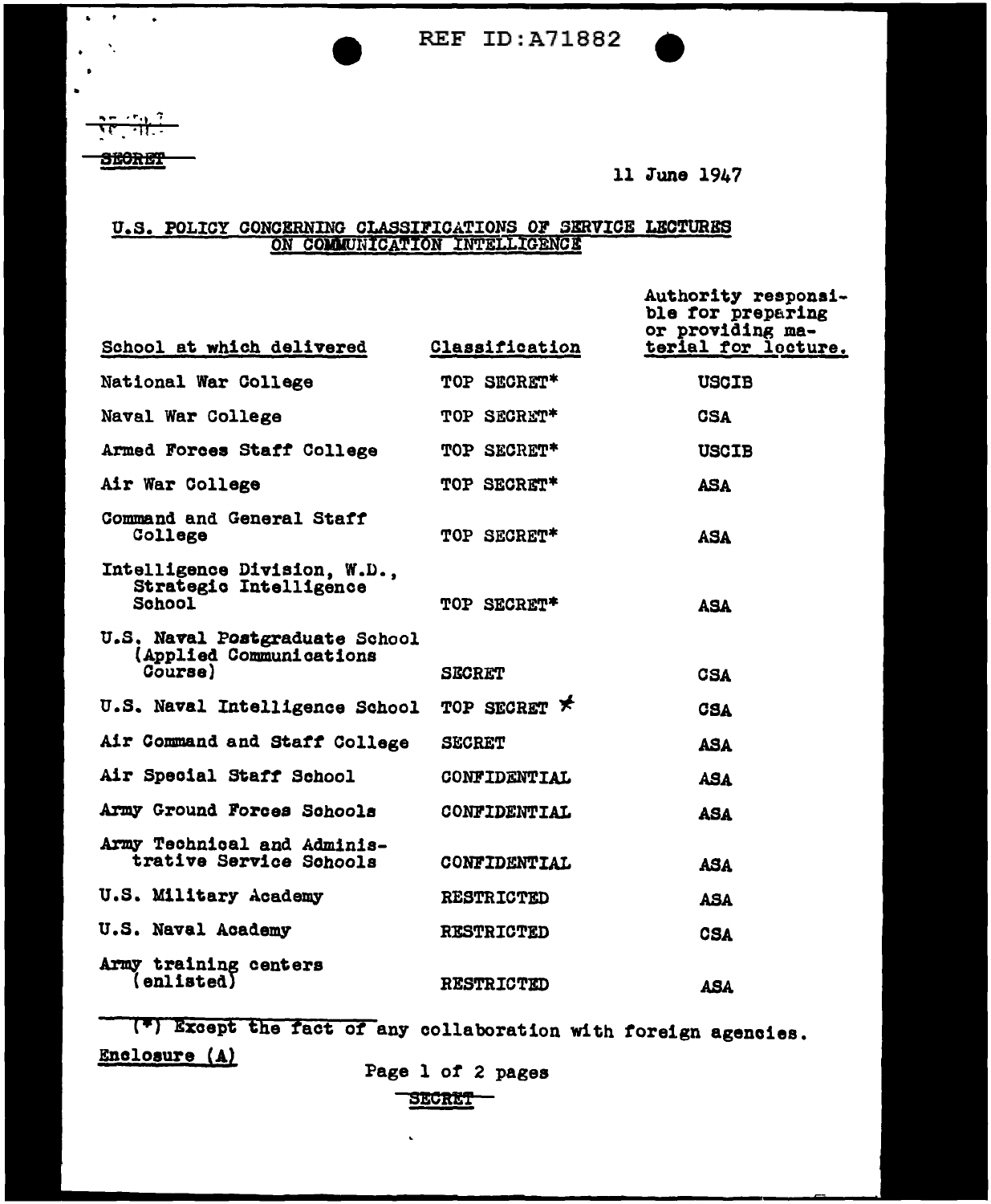REF ID:A71882

SECRET

11 June 1947

## U.S. POLICY CONCERNING CLASSIFICATIONS OF SERVICE LECTURES ON COMMUNICATION INTELLIGENCE

| School at which delivered | Classification | Authority responsible for preparing or providing material for lecture. |
|---|---|---|
| National War College | TOP SECRET* | USCIB |
| Naval War College | TOP SECRET* | CSA |
| Armed Forces Staff College | TOP SECRET* | USCIB |
| Air War College | TOP SECRET* | ASA |
| Command and General Staff College | TOP SECRET* | ASA |
| Intelligence Division, W.D., Strategic Intelligence School | TOP SECRET* | ASA |
| U.S. Naval Postgraduate School (Applied Communications Course) | SECRET | CSA |
| U.S. Naval Intelligence School | TOP SECRET * | CSA |
| Air Command and Staff College | SECRET | ASA |
| Air Special Staff School | CONFIDENTIAL | ASA |
| Army Ground Forces Schools | CONFIDENTIAL | ASA |
| Army Technical and Administrative Service Schools | CONFIDENTIAL | ASA |
| U.S. Military Academy | RESTRICTED | ASA |
| U.S. Naval Academy | RESTRICTED | CSA |
| Army training centers (enlisted) | RESTRICTED | ASA |

(*) Except the fact of any collaboration with foreign agencies.

Enclosure (A)

SECRET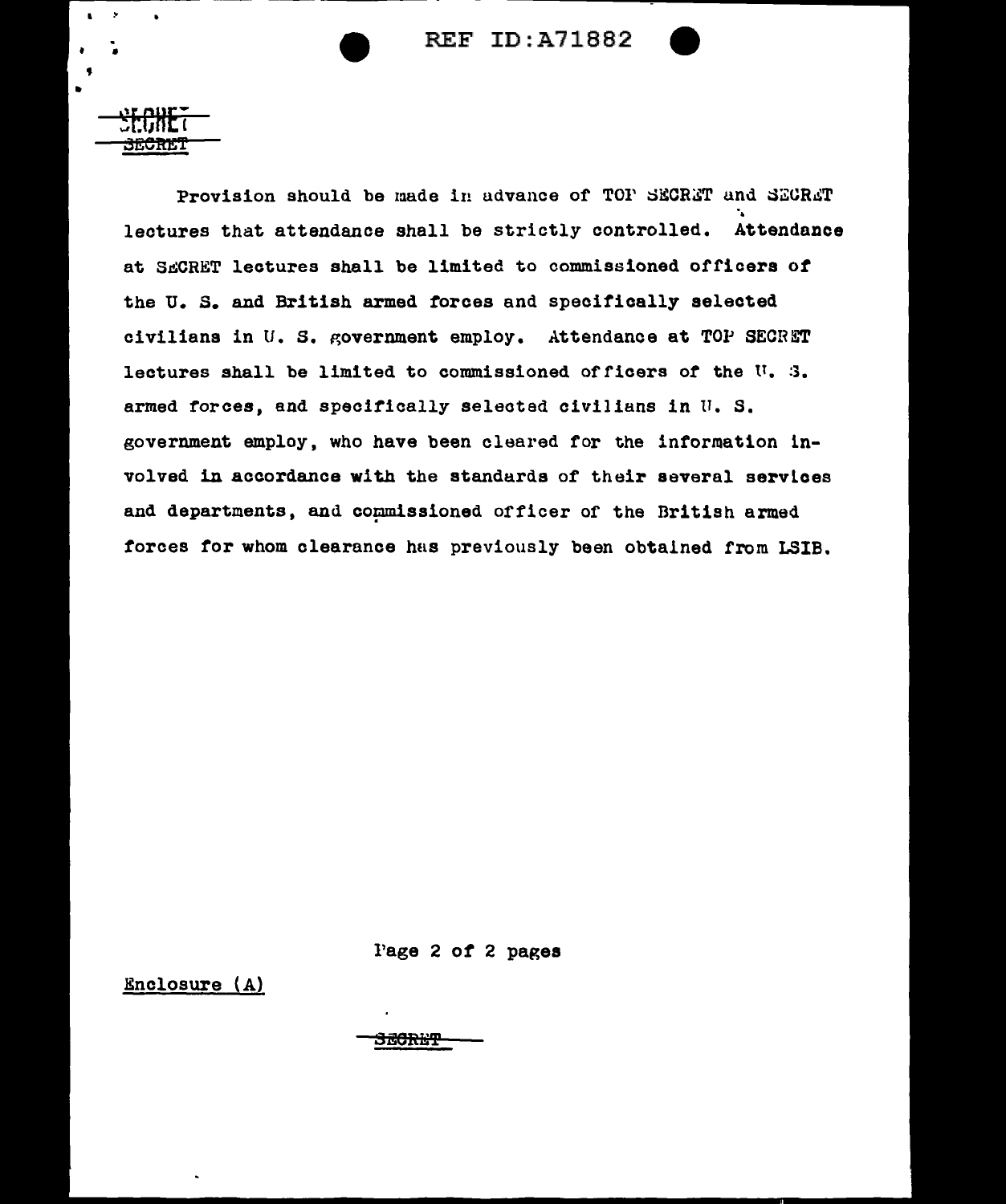SECRET

Provision should be made in advance of TOP SECRET and SECRET lectures that attendance shall be strictly controlled. Attendance at SECRET lectures shall be limited to commissioned officers of the U. S. and British armed forces and specifically selected civilians in U. S. government employ. Attendance at TOP SECRET lectures shall be limited to commissioned officers of the U. S. armed forces, and specifically selected civilians in U. S. government employ, who have been cleared for the information involved in accordance with the standards of their several services and departments, and commissioned officer of the British armed forces for whom clearance has previously been obtained from LSIB.

Enclosure (A)

SECRET